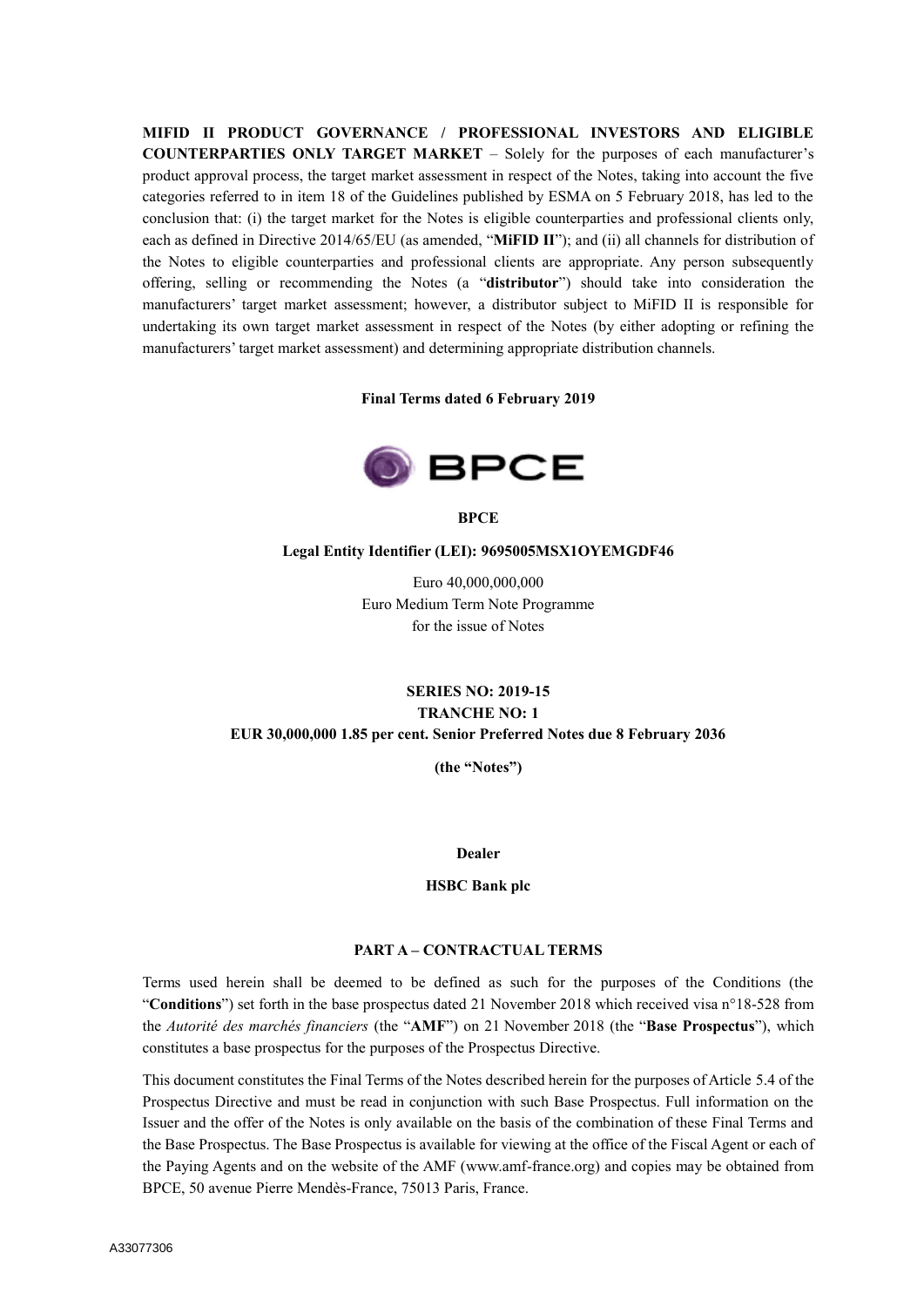**MIFID II PRODUCT GOVERNANCE / PROFESSIONAL INVESTORS AND ELIGIBLE COUNTERPARTIES ONLY TARGET MARKET** – Solely for the purposes of each manufacturer's product approval process, the target market assessment in respect of the Notes, taking into account the five categories referred to in item 18 of the Guidelines published by ESMA on 5 February 2018, has led to the conclusion that: (i) the target market for the Notes is eligible counterparties and professional clients only, each as defined in Directive 2014/65/EU (as amended, "**MiFID II**"); and (ii) all channels for distribution of the Notes to eligible counterparties and professional clients are appropriate. Any person subsequently offering, selling or recommending the Notes (a "**distributor**") should take into consideration the manufacturers' target market assessment; however, a distributor subject to MiFID II is responsible for undertaking its own target market assessment in respect of the Notes (by either adopting or refining the manufacturers' target market assessment) and determining appropriate distribution channels.

**Final Terms dated 6 February 2019**

**BPCE**

**Legal Entity Identifier (LEI): 9695005MSX1OYEMGDF46**

Euro 40,000,000,000
Euro Medium Term Note Programme
for the issue of Notes

**SERIES NO: 2019-15**
**TRANCHE NO: 1**
**EUR 30,000,000 1.85 per cent. Senior Preferred Notes due 8 February 2036**

**(the "Notes")**

**Dealer**

**HSBC Bank plc**

## PART A – CONTRACTUAL TERMS

Terms used herein shall be deemed to be defined as such for the purposes of the Conditions (the "**Conditions**") set forth in the base prospectus dated 21 November 2018 which received visa n°18-528 from the *Autorité des marchés financiers* (the "**AMF**") on 21 November 2018 (the "**Base Prospectus**"), which constitutes a base prospectus for the purposes of the Prospectus Directive.

This document constitutes the Final Terms of the Notes described herein for the purposes of Article 5.4 of the Prospectus Directive and must be read in conjunction with such Base Prospectus. Full information on the Issuer and the offer of the Notes is only available on the basis of the combination of these Final Terms and the Base Prospectus. The Base Prospectus is available for viewing at the office of the Fiscal Agent or each of the Paying Agents and on the website of the AMF (www.amf-france.org) and copies may be obtained from BPCE, 50 avenue Pierre Mendès-France, 75013 Paris, France.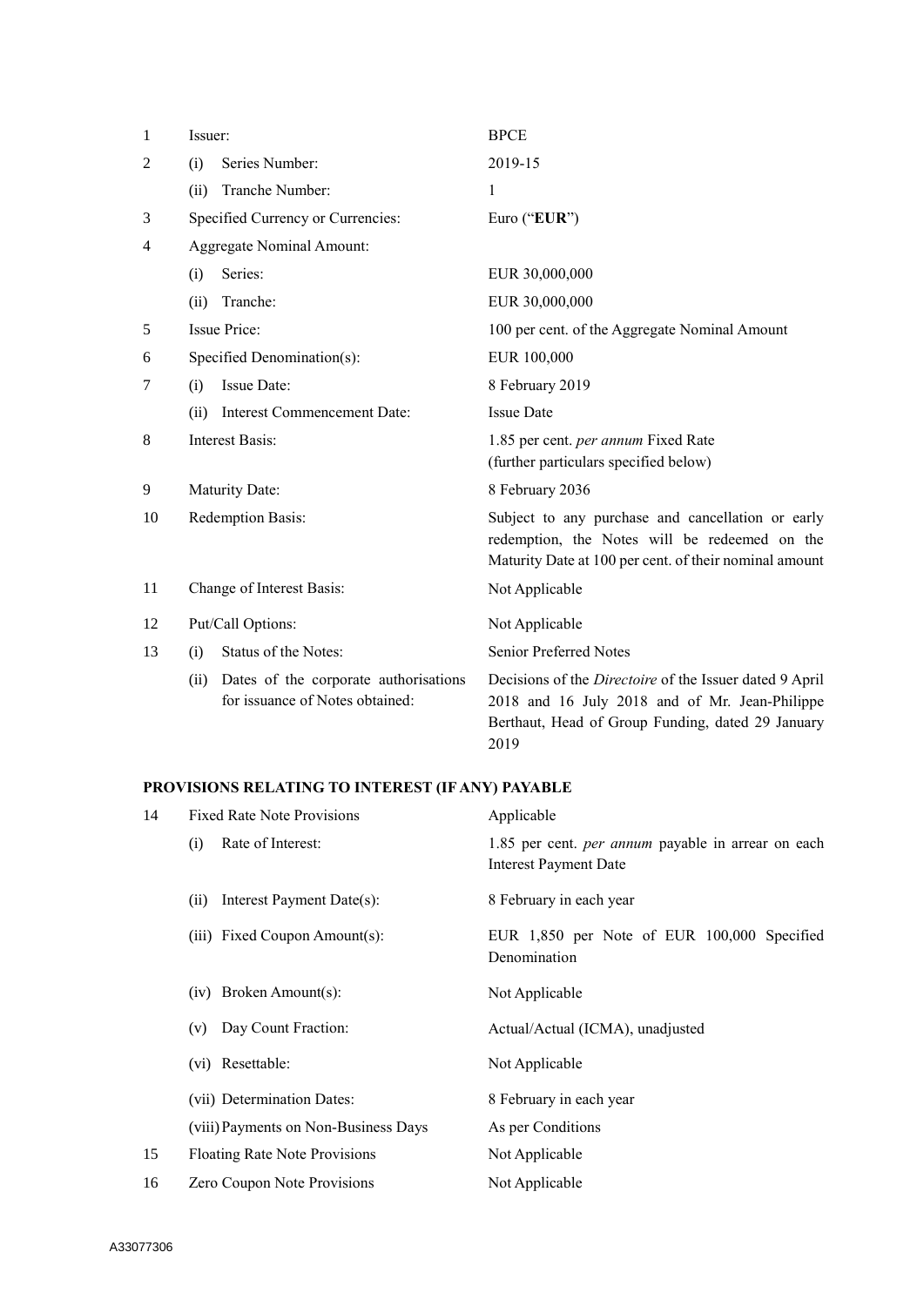| | | |
|---|---|---|
| 1 | Issuer: | BPCE |
| 2 | (i) Series Number: | 2019-15 |
| | (ii) Tranche Number: | 1 |
| 3 | Specified Currency or Currencies: | Euro ("**EUR**") |
| 4 | Aggregate Nominal Amount: | |
| | (i) Series: | EUR 30,000,000 |
| | (ii) Tranche: | EUR 30,000,000 |
| 5 | Issue Price: | 100 per cent. of the Aggregate Nominal Amount |
| 6 | Specified Denomination(s): | EUR 100,000 |
| 7 | (i) Issue Date: | 8 February 2019 |
| | (ii) Interest Commencement Date: | Issue Date |
| 8 | Interest Basis: | 1.85 per cent. *per annum* Fixed Rate (further particulars specified below) |
| 9 | Maturity Date: | 8 February 2036 |
| 10 | Redemption Basis: | Subject to any purchase and cancellation or early redemption, the Notes will be redeemed on the Maturity Date at 100 per cent. of their nominal amount |
| 11 | Change of Interest Basis: | Not Applicable |
| 12 | Put/Call Options: | Not Applicable |
| 13 | (i) Status of the Notes: | Senior Preferred Notes |
| | (ii) Dates of the corporate authorisations for issuance of Notes obtained: | Decisions of the *Directoire* of the Issuer dated 9 April 2018 and 16 July 2018 and of Mr. Jean-Philippe Berthaut, Head of Group Funding, dated 29 January 2019 |

**PROVISIONS RELATING TO INTEREST (IF ANY) PAYABLE**

| | | |
|---|---|---|
| 14 | Fixed Rate Note Provisions | Applicable |
| | (i) Rate of Interest: | 1.85 per cent. *per annum* payable in arrear on each Interest Payment Date |
| | (ii) Interest Payment Date(s): | 8 February in each year |
| | (iii) Fixed Coupon Amount(s): | EUR 1,850 per Note of EUR 100,000 Specified Denomination |
| | (iv) Broken Amount(s): | Not Applicable |
| | (v) Day Count Fraction: | Actual/Actual (ICMA), unadjusted |
| | (vi) Resettable: | Not Applicable |
| | (vii) Determination Dates: | 8 February in each year |
| | (viii) Payments on Non-Business Days | As per Conditions |
| 15 | Floating Rate Note Provisions | Not Applicable |
| 16 | Zero Coupon Note Provisions | Not Applicable |

A33077306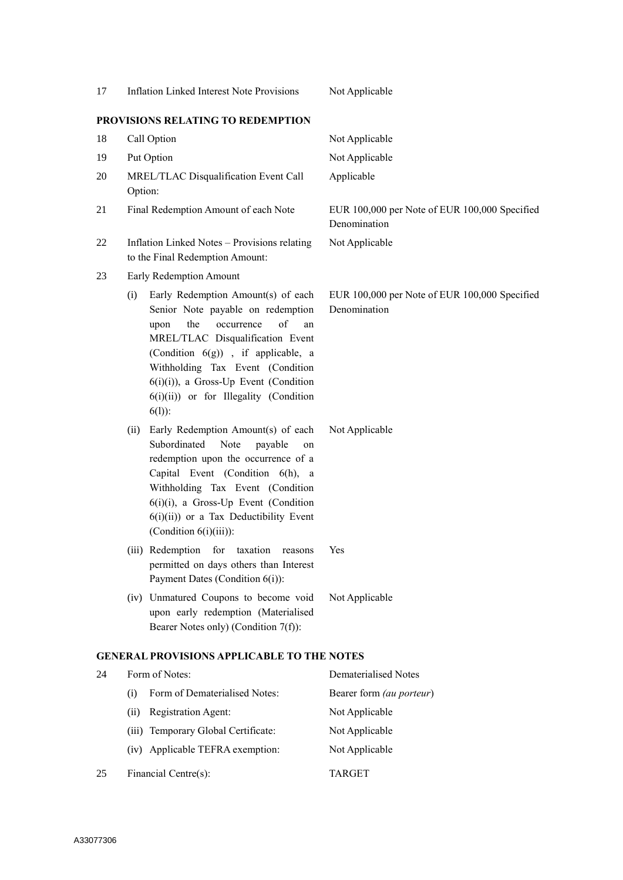| | | |
|---|---|---|
| 17 | Inflation Linked Interest Note Provisions | Not Applicable |

**PROVISIONS RELATING TO REDEMPTION**

| | | |
|---|---|---|
| 18 | Call Option | Not Applicable |
| 19 | Put Option | Not Applicable |
| 20 | MREL/TLAC Disqualification Event Call Option: | Applicable |
| 21 | Final Redemption Amount of each Note | EUR 100,000 per Note of EUR 100,000 Specified Denomination |
| 22 | Inflation Linked Notes – Provisions relating to the Final Redemption Amount: | Not Applicable |
| 23 | Early Redemption Amount | |
| | (i) Early Redemption Amount(s) of each Senior Note payable on redemption upon the occurrence of an MREL/TLAC Disqualification Event (Condition 6(g)) , if applicable, a Withholding Tax Event (Condition 6(i)(i)), a Gross-Up Event (Condition 6(i)(ii)) or for Illegality (Condition 6(l)): | EUR 100,000 per Note of EUR 100,000 Specified Denomination |
| | (ii) Early Redemption Amount(s) of each Subordinated Note payable on redemption upon the occurrence of a Capital Event (Condition 6(h), a Withholding Tax Event (Condition 6(i)(i), a Gross-Up Event (Condition 6(i)(ii)) or a Tax Deductibility Event (Condition 6(i)(iii)): | Not Applicable |
| | (iii) Redemption for taxation reasons permitted on days others than Interest Payment Dates (Condition 6(i)): | Yes |
| | (iv) Unmatured Coupons to become void upon early redemption (Materialised Bearer Notes only) (Condition 7(f)): | Not Applicable |

**GENERAL PROVISIONS APPLICABLE TO THE NOTES**

| | | |
|---|---|---|
| 24 | Form of Notes: | Dematerialised Notes |
| | (i) Form of Dematerialised Notes: | Bearer form *(au porteur)* |
| | (ii) Registration Agent: | Not Applicable |
| | (iii) Temporary Global Certificate: | Not Applicable |
| | (iv) Applicable TEFRA exemption: | Not Applicable |
| 25 | Financial Centre(s): | TARGET |

A33077306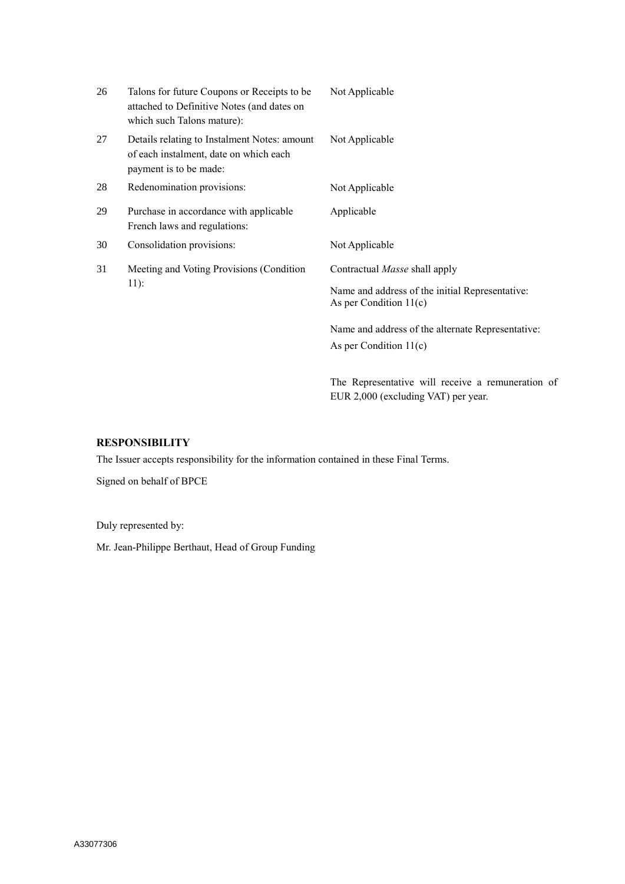| | | |
|---|---|---|
| 26 | Talons for future Coupons or Receipts to be attached to Definitive Notes (and dates on which such Talons mature): | Not Applicable |
| 27 | Details relating to Instalment Notes: amount of each instalment, date on which each payment is to be made: | Not Applicable |
| 28 | Redenomination provisions: | Not Applicable |
| 29 | Purchase in accordance with applicable French laws and regulations: | Applicable |
| 30 | Consolidation provisions: | Not Applicable |
| 31 | Meeting and Voting Provisions (Condition 11): | Contractual *Masse* shall apply<br><br>Name and address of the initial Representative: As per Condition 11(c)<br><br>Name and address of the alternate Representative: As per Condition 11(c)<br><br>The Representative will receive a remuneration of EUR 2,000 (excluding VAT) per year. |

**RESPONSIBILITY**

The Issuer accepts responsibility for the information contained in these Final Terms.

Signed on behalf of BPCE

Duly represented by:

Mr. Jean-Philippe Berthaut, Head of Group Funding

A33077306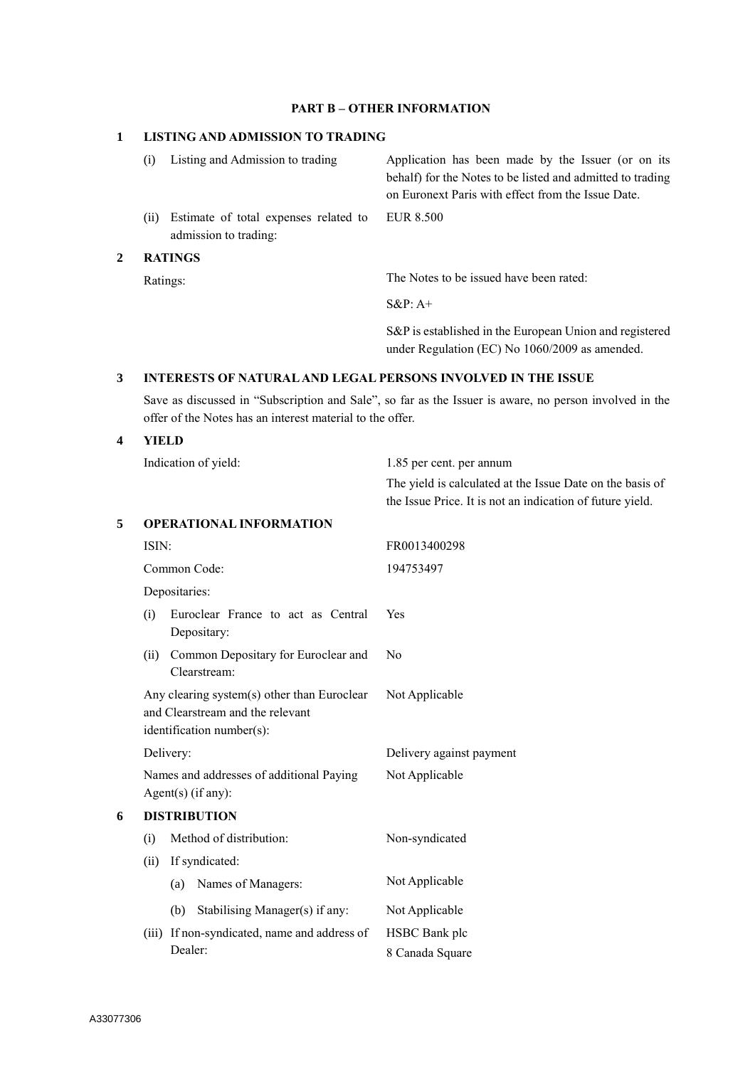## PART B – OTHER INFORMATION

### 1 LISTING AND ADMISSION TO TRADING

| | |
|---|---|
| (i) Listing and Admission to trading | Application has been made by the Issuer (or on its behalf) for the Notes to be listed and admitted to trading on Euronext Paris with effect from the Issue Date. |
| (ii) Estimate of total expenses related to admission to trading: | EUR 8.500 |

### 2 RATINGS

| | |
|---|---|
| Ratings: | The Notes to be issued have been rated: |
| | S&P: A+ |
| | S&P is established in the European Union and registered under Regulation (EC) No 1060/2009 as amended. |

### 3 INTERESTS OF NATURAL AND LEGAL PERSONS INVOLVED IN THE ISSUE

Save as discussed in "Subscription and Sale", so far as the Issuer is aware, no person involved in the offer of the Notes has an interest material to the offer.

### 4 YIELD

| | |
|---|---|
| Indication of yield: | 1.85 per cent. per annum |
| | The yield is calculated at the Issue Date on the basis of the Issue Price. It is not an indication of future yield. |

### 5 OPERATIONAL INFORMATION

| | |
|---|---|
| ISIN: | FR0013400298 |
| Common Code: | 194753497 |
| Depositaries: | |
| (i) Euroclear France to act as Central Depositary: | Yes |
| (ii) Common Depositary for Euroclear and Clearstream: | No |
| Any clearing system(s) other than Euroclear and Clearstream and the relevant identification number(s): | Not Applicable |
| Delivery: | Delivery against payment |
| Names and addresses of additional Paying Agent(s) (if any): | Not Applicable |

### 6 DISTRIBUTION

| | |
|---|---|
| (i) Method of distribution: | Non-syndicated |
| (ii) If syndicated: | |
| (a) Names of Managers: | Not Applicable |
| (b) Stabilising Manager(s) if any: | Not Applicable |
| (iii) If non-syndicated, name and address of Dealer: | HSBC Bank plc<br>8 Canada Square |

A33077306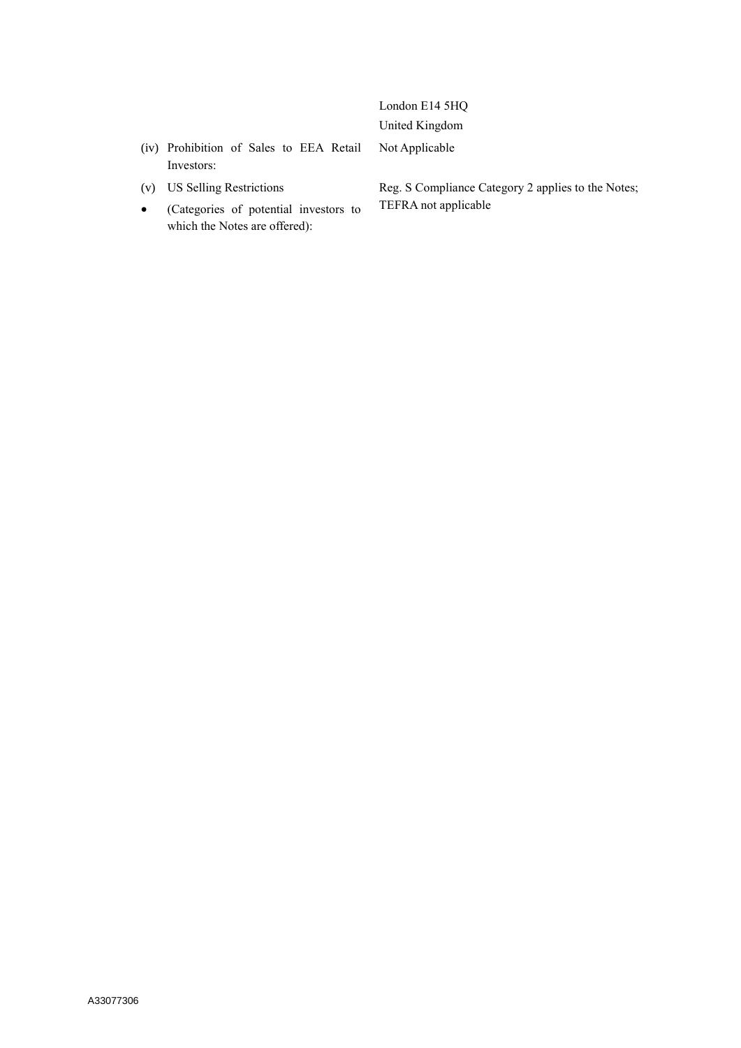| | |
|---|---|
| | London E14 5HQ<br>United Kingdom |
| (iv) Prohibition of Sales to EEA Retail Investors: | Not Applicable |
| (v) US Selling Restrictions<br>• (Categories of potential investors to which the Notes are offered): | Reg. S Compliance Category 2 applies to the Notes; TEFRA not applicable |

A33077306